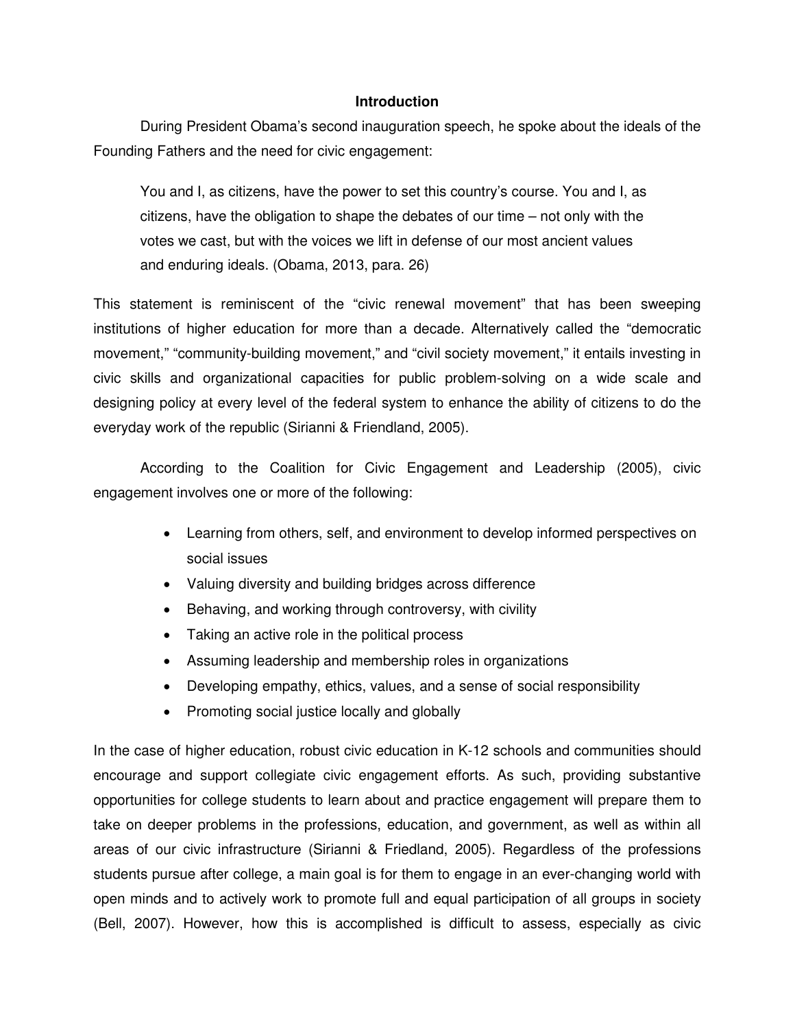## Introduction

During President Obama's second inauguration speech, he spoke about the ideals of the Founding Fathers and the need for civic engagement:

> You and I, as citizens, have the power to set this country's course. You and I, as citizens, have the obligation to shape the debates of our time – not only with the votes we cast, but with the voices we lift in defense of our most ancient values and enduring ideals. (Obama, 2013, para. 26)

This statement is reminiscent of the "civic renewal movement" that has been sweeping institutions of higher education for more than a decade. Alternatively called the "democratic movement," "community-building movement," and "civil society movement," it entails investing in civic skills and organizational capacities for public problem-solving on a wide scale and designing policy at every level of the federal system to enhance the ability of citizens to do the everyday work of the republic (Sirianni & Friendland, 2005).

According to the Coalition for Civic Engagement and Leadership (2005), civic engagement involves one or more of the following:

- Learning from others, self, and environment to develop informed perspectives on social issues
- Valuing diversity and building bridges across difference
- Behaving, and working through controversy, with civility
- Taking an active role in the political process
- Assuming leadership and membership roles in organizations
- Developing empathy, ethics, values, and a sense of social responsibility
- Promoting social justice locally and globally

In the case of higher education, robust civic education in K-12 schools and communities should encourage and support collegiate civic engagement efforts. As such, providing substantive opportunities for college students to learn about and practice engagement will prepare them to take on deeper problems in the professions, education, and government, as well as within all areas of our civic infrastructure (Sirianni & Friedland, 2005). Regardless of the professions students pursue after college, a main goal is for them to engage in an ever-changing world with open minds and to actively work to promote full and equal participation of all groups in society (Bell, 2007). However, how this is accomplished is difficult to assess, especially as civic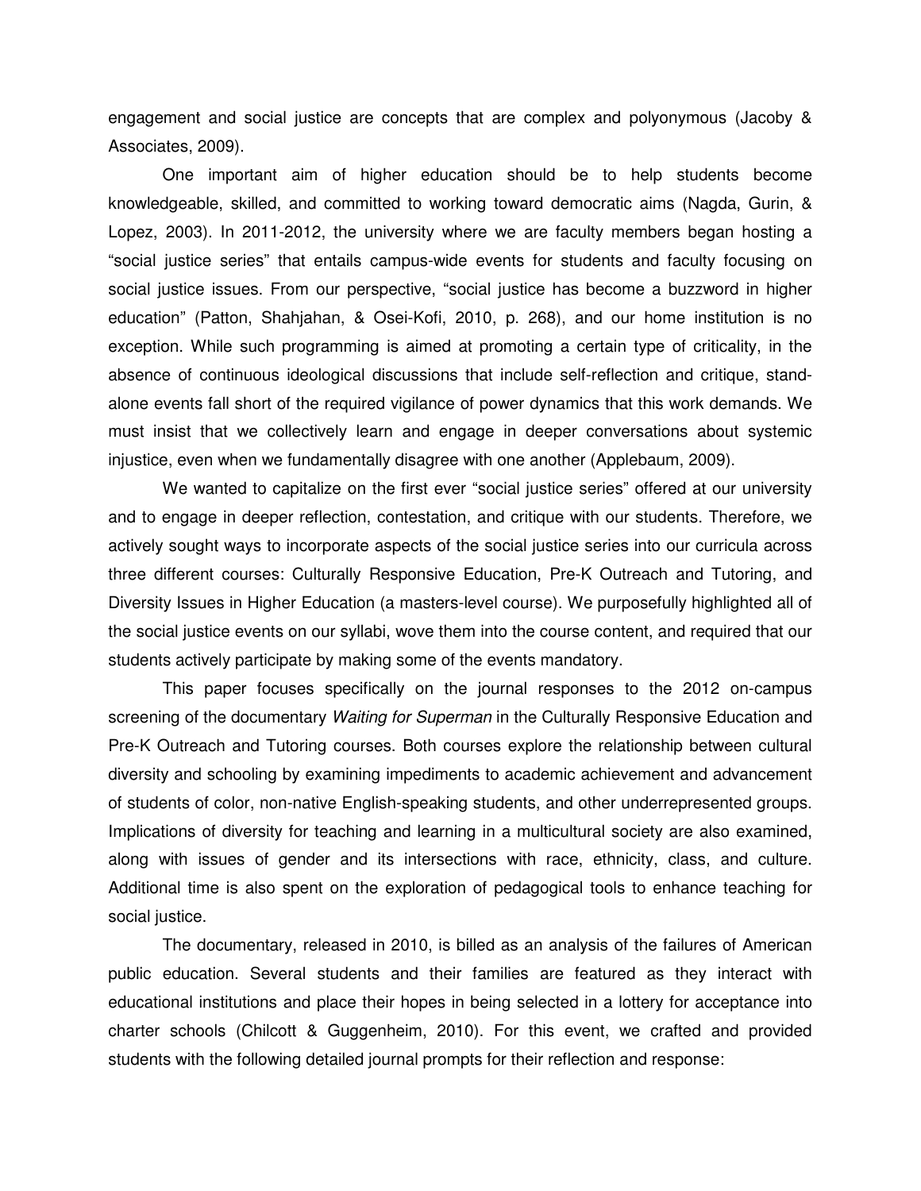engagement and social justice are concepts that are complex and polyonymous (Jacoby & Associates, 2009).

One important aim of higher education should be to help students become knowledgeable, skilled, and committed to working toward democratic aims (Nagda, Gurin, & Lopez, 2003). In 2011-2012, the university where we are faculty members began hosting a "social justice series" that entails campus-wide events for students and faculty focusing on social justice issues. From our perspective, "social justice has become a buzzword in higher education" (Patton, Shahjahan, & Osei-Kofi, 2010, p. 268), and our home institution is no exception. While such programming is aimed at promoting a certain type of criticality, in the absence of continuous ideological discussions that include self-reflection and critique, stand-alone events fall short of the required vigilance of power dynamics that this work demands. We must insist that we collectively learn and engage in deeper conversations about systemic injustice, even when we fundamentally disagree with one another (Applebaum, 2009).

We wanted to capitalize on the first ever "social justice series" offered at our university and to engage in deeper reflection, contestation, and critique with our students. Therefore, we actively sought ways to incorporate aspects of the social justice series into our curricula across three different courses: Culturally Responsive Education, Pre-K Outreach and Tutoring, and Diversity Issues in Higher Education (a masters-level course). We purposefully highlighted all of the social justice events on our syllabi, wove them into the course content, and required that our students actively participate by making some of the events mandatory.

This paper focuses specifically on the journal responses to the 2012 on-campus screening of the documentary *Waiting for Superman* in the Culturally Responsive Education and Pre-K Outreach and Tutoring courses. Both courses explore the relationship between cultural diversity and schooling by examining impediments to academic achievement and advancement of students of color, non-native English-speaking students, and other underrepresented groups. Implications of diversity for teaching and learning in a multicultural society are also examined, along with issues of gender and its intersections with race, ethnicity, class, and culture. Additional time is also spent on the exploration of pedagogical tools to enhance teaching for social justice.

The documentary, released in 2010, is billed as an analysis of the failures of American public education. Several students and their families are featured as they interact with educational institutions and place their hopes in being selected in a lottery for acceptance into charter schools (Chilcott & Guggenheim, 2010). For this event, we crafted and provided students with the following detailed journal prompts for their reflection and response: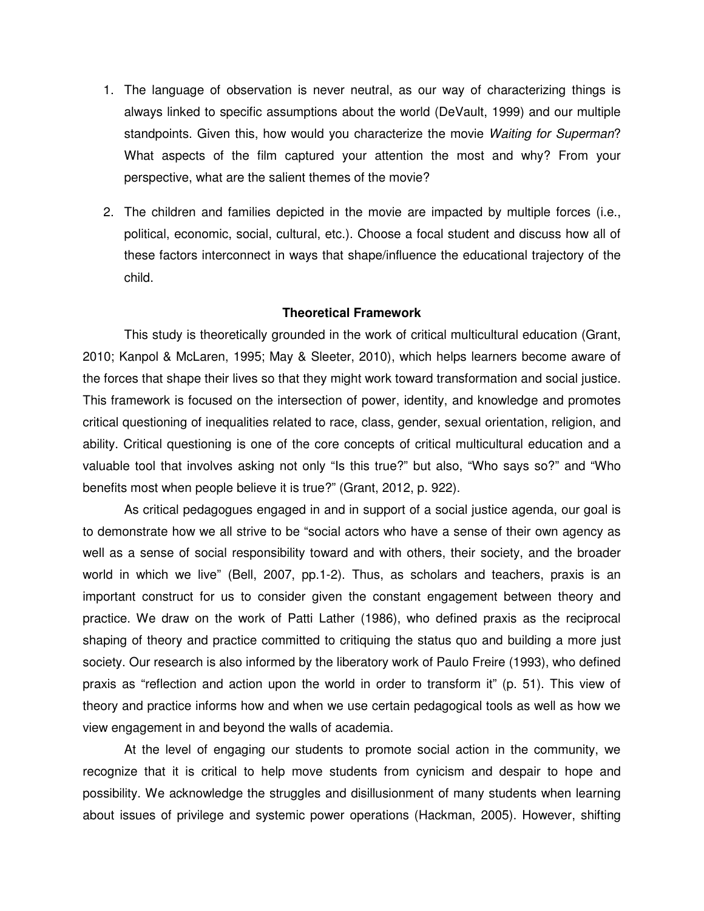1. The language of observation is never neutral, as our way of characterizing things is always linked to specific assumptions about the world (DeVault, 1999) and our multiple standpoints. Given this, how would you characterize the movie *Waiting for Superman*? What aspects of the film captured your attention the most and why? From your perspective, what are the salient themes of the movie?

2. The children and families depicted in the movie are impacted by multiple forces (i.e., political, economic, social, cultural, etc.). Choose a focal student and discuss how all of these factors interconnect in ways that shape/influence the educational trajectory of the child.

## Theoretical Framework

This study is theoretically grounded in the work of critical multicultural education (Grant, 2010; Kanpol & McLaren, 1995; May & Sleeter, 2010), which helps learners become aware of the forces that shape their lives so that they might work toward transformation and social justice. This framework is focused on the intersection of power, identity, and knowledge and promotes critical questioning of inequalities related to race, class, gender, sexual orientation, religion, and ability. Critical questioning is one of the core concepts of critical multicultural education and a valuable tool that involves asking not only "Is this true?" but also, "Who says so?" and "Who benefits most when people believe it is true?" (Grant, 2012, p. 922).

As critical pedagogues engaged in and in support of a social justice agenda, our goal is to demonstrate how we all strive to be "social actors who have a sense of their own agency as well as a sense of social responsibility toward and with others, their society, and the broader world in which we live" (Bell, 2007, pp.1-2). Thus, as scholars and teachers, praxis is an important construct for us to consider given the constant engagement between theory and practice. We draw on the work of Patti Lather (1986), who defined praxis as the reciprocal shaping of theory and practice committed to critiquing the status quo and building a more just society. Our research is also informed by the liberatory work of Paulo Freire (1993), who defined praxis as "reflection and action upon the world in order to transform it" (p. 51). This view of theory and practice informs how and when we use certain pedagogical tools as well as how we view engagement in and beyond the walls of academia.

At the level of engaging our students to promote social action in the community, we recognize that it is critical to help move students from cynicism and despair to hope and possibility. We acknowledge the struggles and disillusionment of many students when learning about issues of privilege and systemic power operations (Hackman, 2005). However, shifting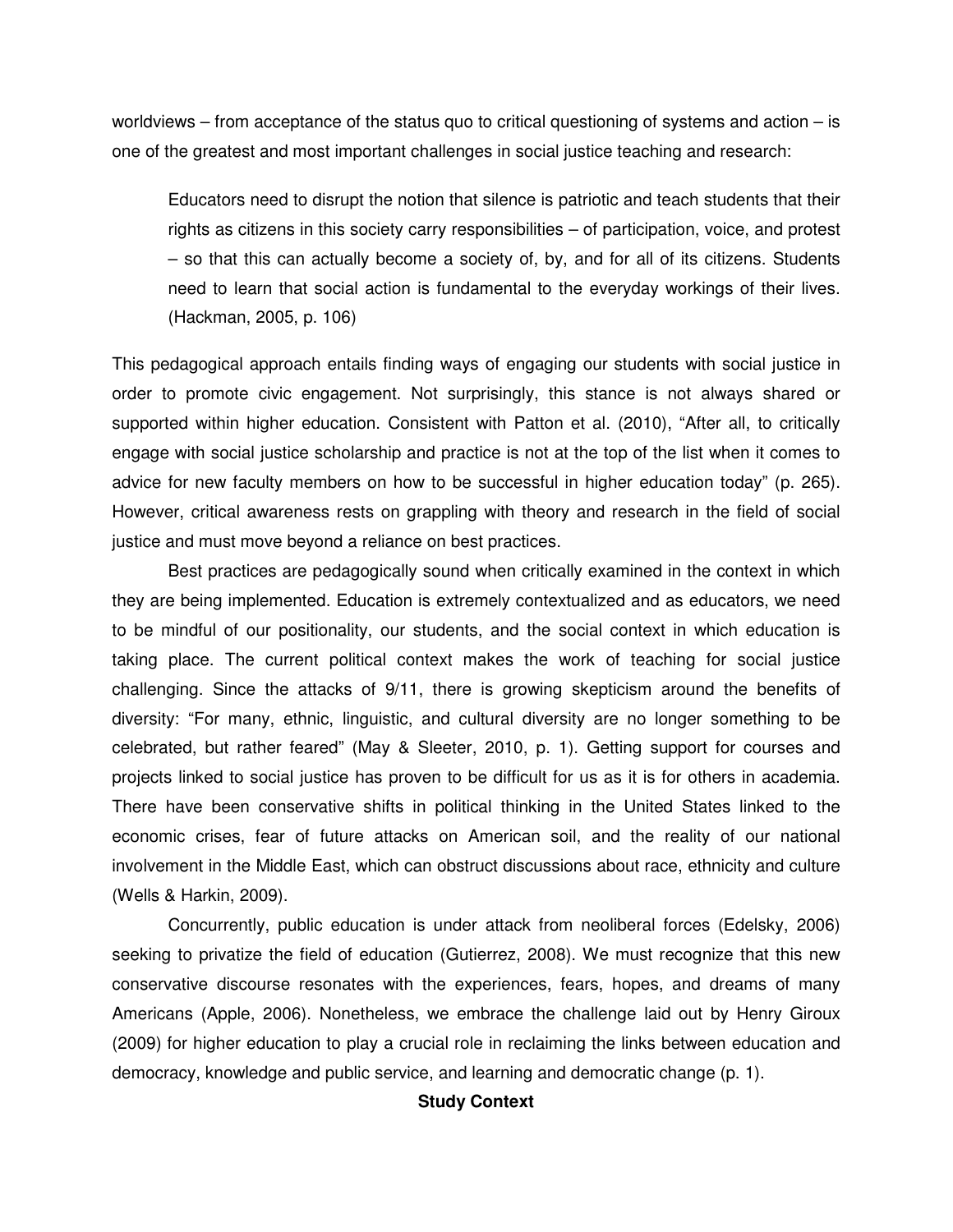worldviews – from acceptance of the status quo to critical questioning of systems and action – is one of the greatest and most important challenges in social justice teaching and research:

> Educators need to disrupt the notion that silence is patriotic and teach students that their rights as citizens in this society carry responsibilities – of participation, voice, and protest – so that this can actually become a society of, by, and for all of its citizens. Students need to learn that social action is fundamental to the everyday workings of their lives. (Hackman, 2005, p. 106)

This pedagogical approach entails finding ways of engaging our students with social justice in order to promote civic engagement. Not surprisingly, this stance is not always shared or supported within higher education. Consistent with Patton et al. (2010), "After all, to critically engage with social justice scholarship and practice is not at the top of the list when it comes to advice for new faculty members on how to be successful in higher education today" (p. 265). However, critical awareness rests on grappling with theory and research in the field of social justice and must move beyond a reliance on best practices.

Best practices are pedagogically sound when critically examined in the context in which they are being implemented. Education is extremely contextualized and as educators, we need to be mindful of our positionality, our students, and the social context in which education is taking place. The current political context makes the work of teaching for social justice challenging. Since the attacks of 9/11, there is growing skepticism around the benefits of diversity: "For many, ethnic, linguistic, and cultural diversity are no longer something to be celebrated, but rather feared" (May & Sleeter, 2010, p. 1). Getting support for courses and projects linked to social justice has proven to be difficult for us as it is for others in academia. There have been conservative shifts in political thinking in the United States linked to the economic crises, fear of future attacks on American soil, and the reality of our national involvement in the Middle East, which can obstruct discussions about race, ethnicity and culture (Wells & Harkin, 2009).

Concurrently, public education is under attack from neoliberal forces (Edelsky, 2006) seeking to privatize the field of education (Gutierrez, 2008). We must recognize that this new conservative discourse resonates with the experiences, fears, hopes, and dreams of many Americans (Apple, 2006). Nonetheless, we embrace the challenge laid out by Henry Giroux (2009) for higher education to play a crucial role in reclaiming the links between education and democracy, knowledge and public service, and learning and democratic change (p. 1).

## Study Context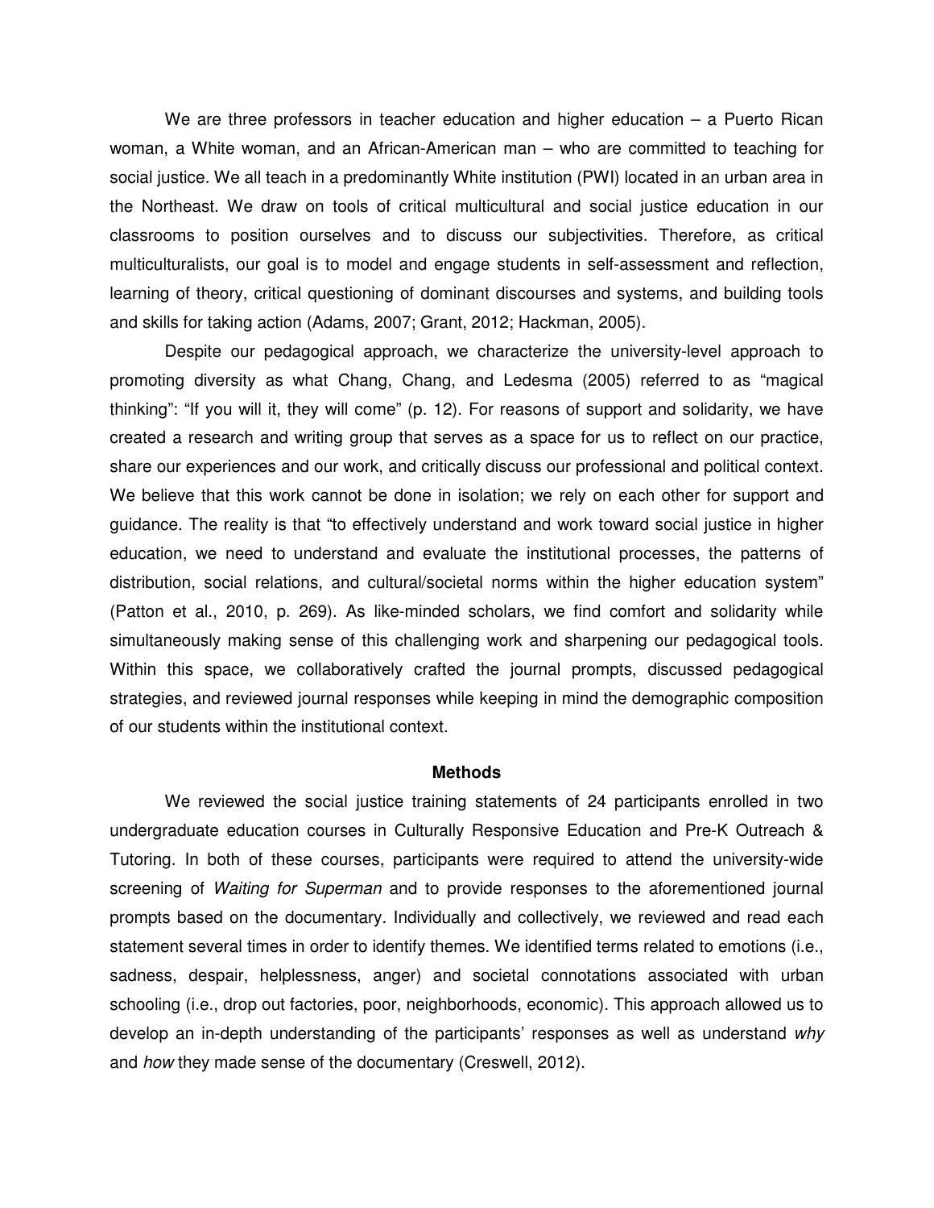We are three professors in teacher education and higher education – a Puerto Rican woman, a White woman, and an African-American man – who are committed to teaching for social justice. We all teach in a predominantly White institution (PWI) located in an urban area in the Northeast. We draw on tools of critical multicultural and social justice education in our classrooms to position ourselves and to discuss our subjectivities. Therefore, as critical multiculturalists, our goal is to model and engage students in self-assessment and reflection, learning of theory, critical questioning of dominant discourses and systems, and building tools and skills for taking action (Adams, 2007; Grant, 2012; Hackman, 2005).

Despite our pedagogical approach, we characterize the university-level approach to promoting diversity as what Chang, Chang, and Ledesma (2005) referred to as "magical thinking": "If you will it, they will come" (p. 12). For reasons of support and solidarity, we have created a research and writing group that serves as a space for us to reflect on our practice, share our experiences and our work, and critically discuss our professional and political context. We believe that this work cannot be done in isolation; we rely on each other for support and guidance. The reality is that "to effectively understand and work toward social justice in higher education, we need to understand and evaluate the institutional processes, the patterns of distribution, social relations, and cultural/societal norms within the higher education system" (Patton et al., 2010, p. 269). As like-minded scholars, we find comfort and solidarity while simultaneously making sense of this challenging work and sharpening our pedagogical tools. Within this space, we collaboratively crafted the journal prompts, discussed pedagogical strategies, and reviewed journal responses while keeping in mind the demographic composition of our students within the institutional context.

## Methods

We reviewed the social justice training statements of 24 participants enrolled in two undergraduate education courses in Culturally Responsive Education and Pre-K Outreach & Tutoring. In both of these courses, participants were required to attend the university-wide screening of *Waiting for Superman* and to provide responses to the aforementioned journal prompts based on the documentary. Individually and collectively, we reviewed and read each statement several times in order to identify themes. We identified terms related to emotions (i.e., sadness, despair, helplessness, anger) and societal connotations associated with urban schooling (i.e., drop out factories, poor, neighborhoods, economic). This approach allowed us to develop an in-depth understanding of the participants' responses as well as understand *why* and *how* they made sense of the documentary (Creswell, 2012).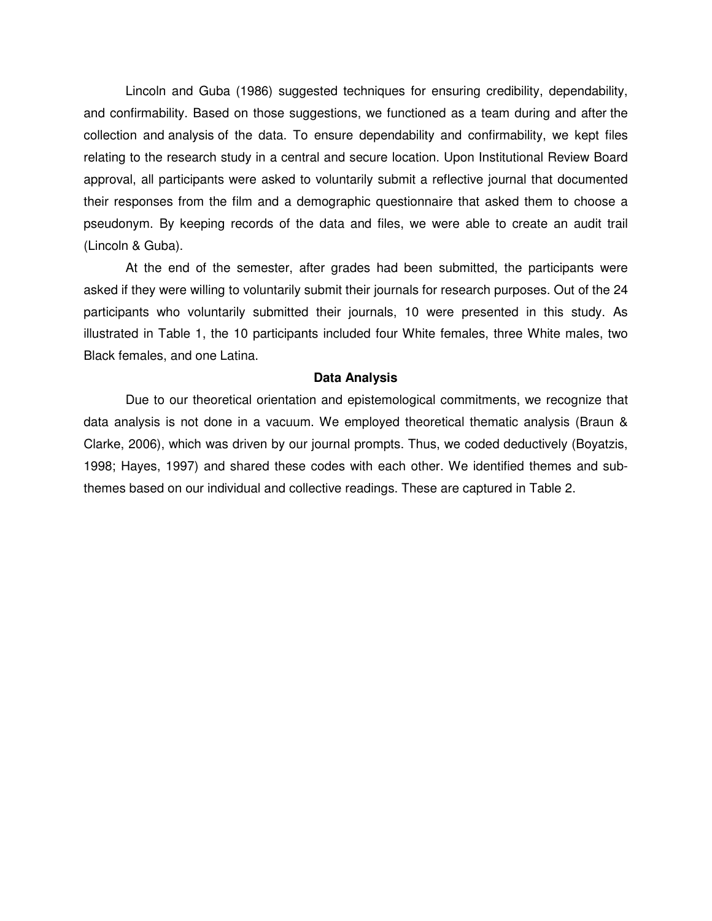Lincoln and Guba (1986) suggested techniques for ensuring credibility, dependability, and confirmability. Based on those suggestions, we functioned as a team during and after the collection and analysis of the data. To ensure dependability and confirmability, we kept files relating to the research study in a central and secure location. Upon Institutional Review Board approval, all participants were asked to voluntarily submit a reflective journal that documented their responses from the film and a demographic questionnaire that asked them to choose a pseudonym. By keeping records of the data and files, we were able to create an audit trail (Lincoln & Guba).

At the end of the semester, after grades had been submitted, the participants were asked if they were willing to voluntarily submit their journals for research purposes. Out of the 24 participants who voluntarily submitted their journals, 10 were presented in this study. As illustrated in Table 1, the 10 participants included four White females, three White males, two Black females, and one Latina.

## Data Analysis

Due to our theoretical orientation and epistemological commitments, we recognize that data analysis is not done in a vacuum. We employed theoretical thematic analysis (Braun & Clarke, 2006), which was driven by our journal prompts. Thus, we coded deductively (Boyatzis, 1998; Hayes, 1997) and shared these codes with each other. We identified themes and sub-themes based on our individual and collective readings. These are captured in Table 2.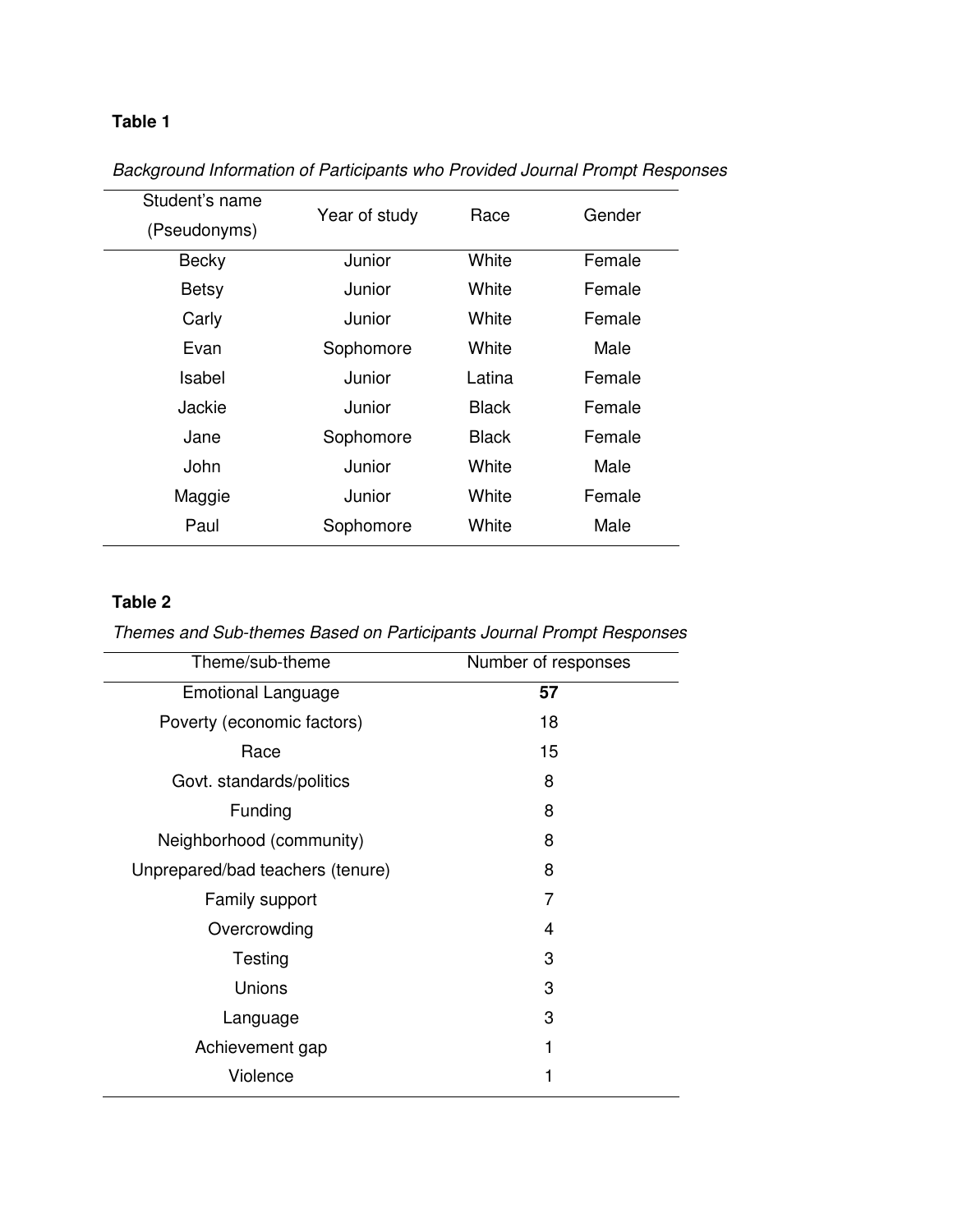**Table 1**

*Background Information of Participants who Provided Journal Prompt Responses*

| Student's name (Pseudonyms) | Year of study | Race | Gender |
|---|---|---|---|
| Becky | Junior | White | Female |
| Betsy | Junior | White | Female |
| Carly | Junior | White | Female |
| Evan | Sophomore | White | Male |
| Isabel | Junior | Latina | Female |
| Jackie | Junior | Black | Female |
| Jane | Sophomore | Black | Female |
| John | Junior | White | Male |
| Maggie | Junior | White | Female |
| Paul | Sophomore | White | Male |

**Table 2**

*Themes and Sub-themes Based on Participants Journal Prompt Responses*

| Theme/sub-theme | Number of responses |
|---|---|
| Emotional Language | **57** |
| Poverty (economic factors) | 18 |
| Race | 15 |
| Govt. standards/politics | 8 |
| Funding | 8 |
| Neighborhood (community) | 8 |
| Unprepared/bad teachers (tenure) | 8 |
| Family support | 7 |
| Overcrowding | 4 |
| Testing | 3 |
| Unions | 3 |
| Language | 3 |
| Achievement gap | 1 |
| Violence | 1 |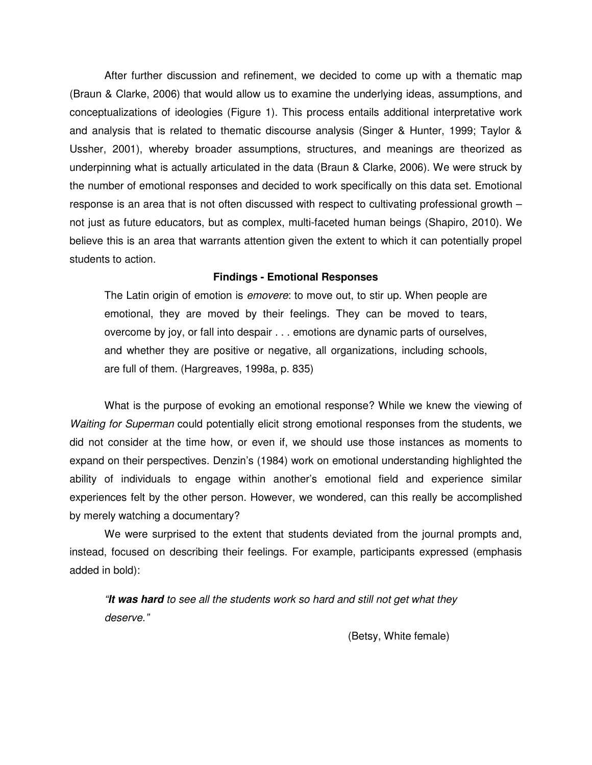After further discussion and refinement, we decided to come up with a thematic map (Braun & Clarke, 2006) that would allow us to examine the underlying ideas, assumptions, and conceptualizations of ideologies (Figure 1). This process entails additional interpretative work and analysis that is related to thematic discourse analysis (Singer & Hunter, 1999; Taylor & Ussher, 2001), whereby broader assumptions, structures, and meanings are theorized as underpinning what is actually articulated in the data (Braun & Clarke, 2006). We were struck by the number of emotional responses and decided to work specifically on this data set. Emotional response is an area that is not often discussed with respect to cultivating professional growth – not just as future educators, but as complex, multi-faceted human beings (Shapiro, 2010). We believe this is an area that warrants attention given the extent to which it can potentially propel students to action.

## Findings - Emotional Responses

> The Latin origin of emotion is *emovere*: to move out, to stir up. When people are emotional, they are moved by their feelings. They can be moved to tears, overcome by joy, or fall into despair . . . emotions are dynamic parts of ourselves, and whether they are positive or negative, all organizations, including schools, are full of them. (Hargreaves, 1998a, p. 835)

What is the purpose of evoking an emotional response? While we knew the viewing of *Waiting for Superman* could potentially elicit strong emotional responses from the students, we did not consider at the time how, or even if, we should use those instances as moments to expand on their perspectives. Denzin's (1984) work on emotional understanding highlighted the ability of individuals to engage within another's emotional field and experience similar experiences felt by the other person. However, we wondered, can this really be accomplished by merely watching a documentary?

We were surprised to the extent that students deviated from the journal prompts and, instead, focused on describing their feelings. For example, participants expressed (emphasis added in bold):

> *"**It was hard** to see all the students work so hard and still not get what they deserve."*
>
> (Betsy, White female)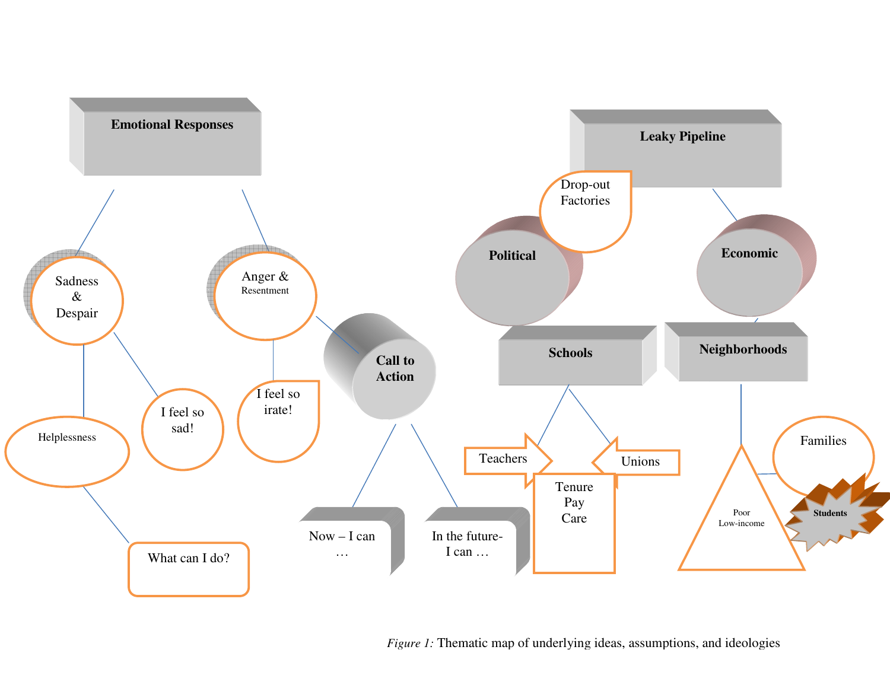*Figure 1:* Thematic map of underlying ideas, assumptions, and ideologies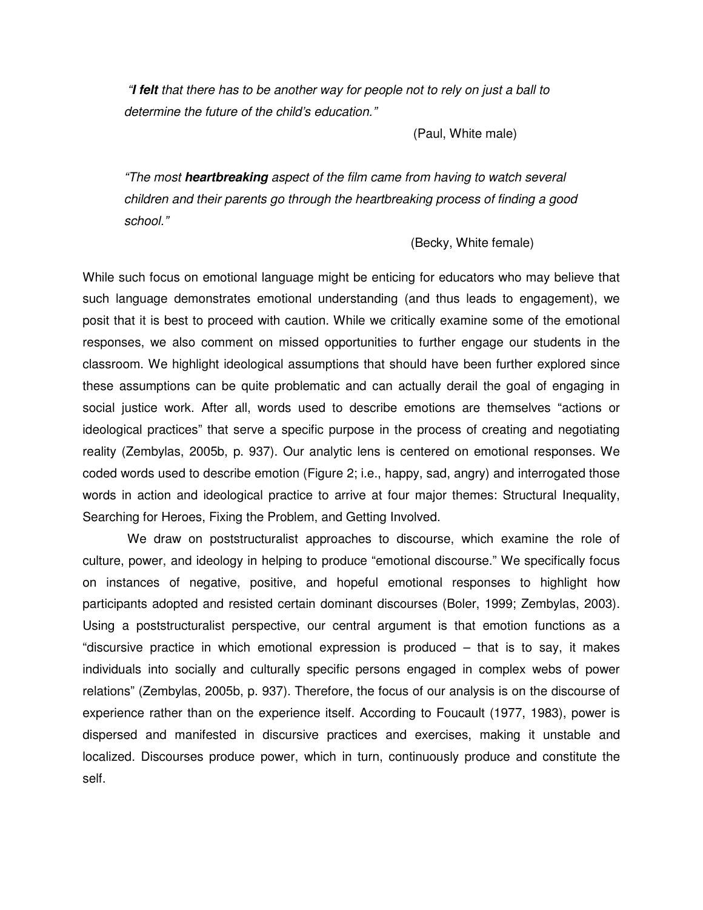> *"**I felt** that there has to be another way for people not to rely on just a ball to determine the future of the child's education."*
>
> (Paul, White male)

> *"The most **heartbreaking** aspect of the film came from having to watch several children and their parents go through the heartbreaking process of finding a good school."*
>
> (Becky, White female)

While such focus on emotional language might be enticing for educators who may believe that such language demonstrates emotional understanding (and thus leads to engagement), we posit that it is best to proceed with caution. While we critically examine some of the emotional responses, we also comment on missed opportunities to further engage our students in the classroom. We highlight ideological assumptions that should have been further explored since these assumptions can be quite problematic and can actually derail the goal of engaging in social justice work. After all, words used to describe emotions are themselves "actions or ideological practices" that serve a specific purpose in the process of creating and negotiating reality (Zembylas, 2005b, p. 937). Our analytic lens is centered on emotional responses. We coded words used to describe emotion (Figure 2; i.e., happy, sad, angry) and interrogated those words in action and ideological practice to arrive at four major themes: Structural Inequality, Searching for Heroes, Fixing the Problem, and Getting Involved.

We draw on poststructuralist approaches to discourse, which examine the role of culture, power, and ideology in helping to produce "emotional discourse." We specifically focus on instances of negative, positive, and hopeful emotional responses to highlight how participants adopted and resisted certain dominant discourses (Boler, 1999; Zembylas, 2003). Using a poststructuralist perspective, our central argument is that emotion functions as a "discursive practice in which emotional expression is produced – that is to say, it makes individuals into socially and culturally specific persons engaged in complex webs of power relations" (Zembylas, 2005b, p. 937). Therefore, the focus of our analysis is on the discourse of experience rather than on the experience itself. According to Foucault (1977, 1983), power is dispersed and manifested in discursive practices and exercises, making it unstable and localized. Discourses produce power, which in turn, continuously produce and constitute the self.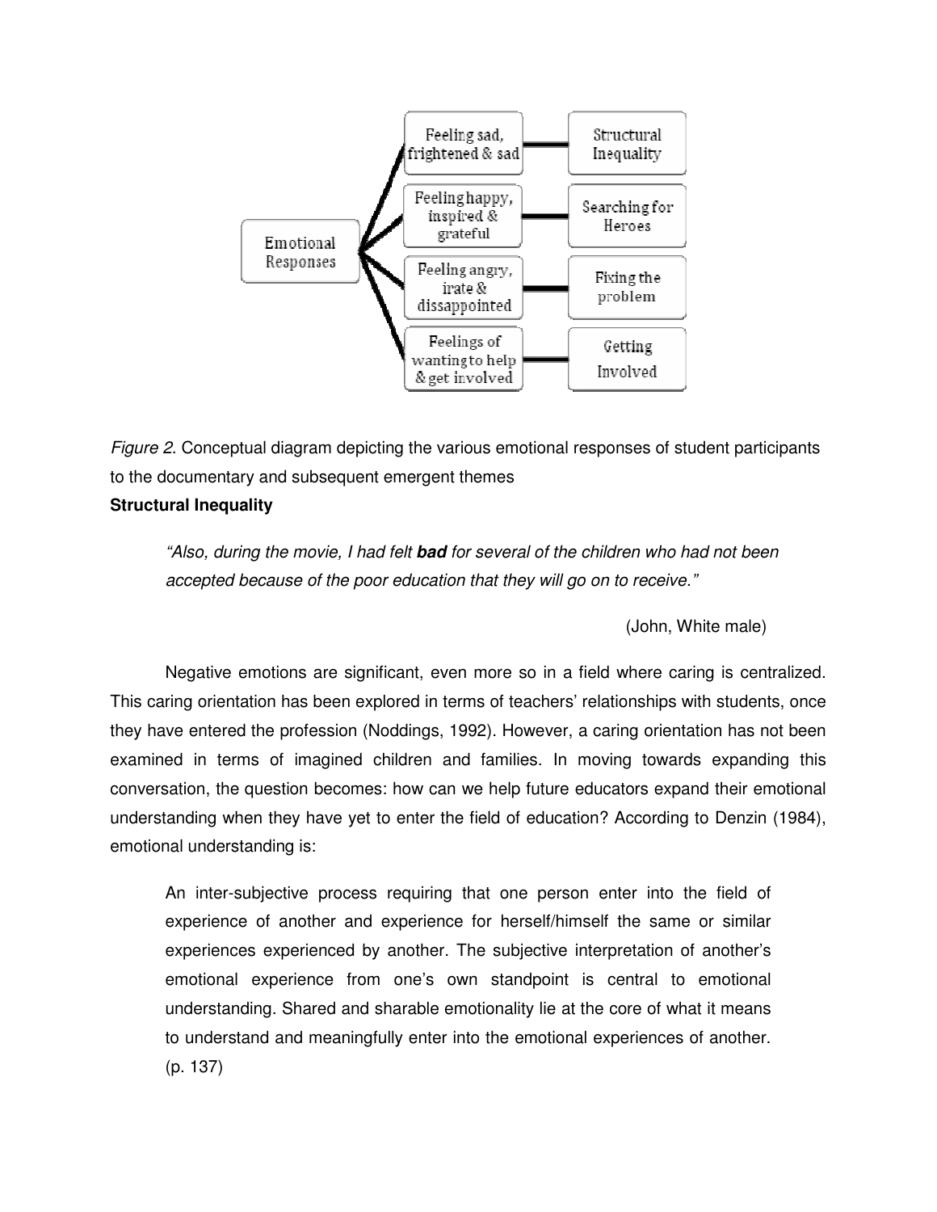| Emotional Responses | |
| --- | --- |
| Feeling sad, frightened & sad | Structural Inequality |
| Feeling happy, inspired & grateful | Searching for Heroes |
| Feeling angry, irate & dissappointed | Fixing the problem |
| Feelings of wanting to help & get involved | Getting Involved |

*Figure 2*. Conceptual diagram depicting the various emotional responses of student participants to the documentary and subsequent emergent themes

**Structural Inequality**

> *"Also, during the movie, I had felt **bad** for several of the children who had not been accepted because of the poor education that they will go on to receive."*
>
> (John, White male)

Negative emotions are significant, even more so in a field where caring is centralized. This caring orientation has been explored in terms of teachers' relationships with students, once they have entered the profession (Noddings, 1992). However, a caring orientation has not been examined in terms of imagined children and families. In moving towards expanding this conversation, the question becomes: how can we help future educators expand their emotional understanding when they have yet to enter the field of education? According to Denzin (1984), emotional understanding is:

> An inter-subjective process requiring that one person enter into the field of experience of another and experience for herself/himself the same or similar experiences experienced by another. The subjective interpretation of another's emotional experience from one's own standpoint is central to emotional understanding. Shared and sharable emotionality lie at the core of what it means to understand and meaningfully enter into the emotional experiences of another. (p. 137)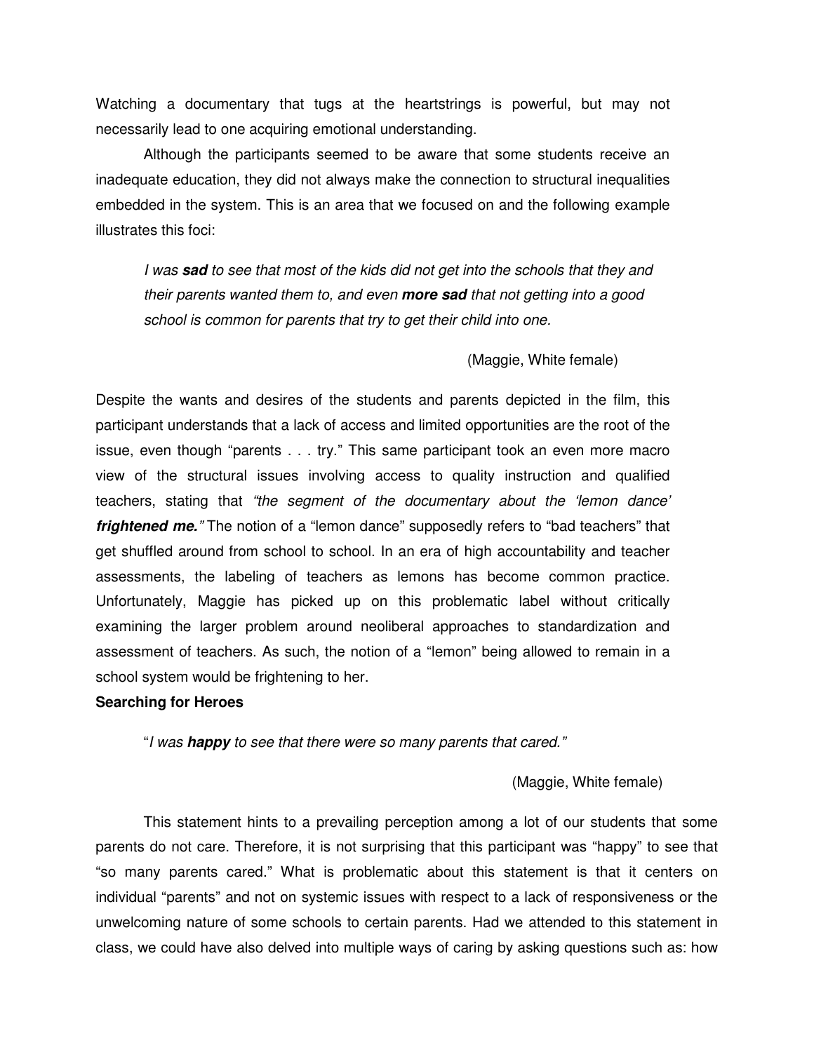Watching a documentary that tugs at the heartstrings is powerful, but may not necessarily lead to one acquiring emotional understanding.

Although the participants seemed to be aware that some students receive an inadequate education, they did not always make the connection to structural inequalities embedded in the system. This is an area that we focused on and the following example illustrates this foci:

> *I was **sad** to see that most of the kids did not get into the schools that they and their parents wanted them to, and even **more sad** that not getting into a good school is common for parents that try to get their child into one.*
>
> (Maggie, White female)

Despite the wants and desires of the students and parents depicted in the film, this participant understands that a lack of access and limited opportunities are the root of the issue, even though "parents . . . try." This same participant took an even more macro view of the structural issues involving access to quality instruction and qualified teachers, stating that *"the segment of the documentary about the 'lemon dance' **frightened me.**"* The notion of a "lemon dance" supposedly refers to "bad teachers" that get shuffled around from school to school. In an era of high accountability and teacher assessments, the labeling of teachers as lemons has become common practice. Unfortunately, Maggie has picked up on this problematic label without critically examining the larger problem around neoliberal approaches to standardization and assessment of teachers. As such, the notion of a "lemon" being allowed to remain in a school system would be frightening to her.

**Searching for Heroes**

> "*I was **happy** to see that there were so many parents that cared."*
>
> (Maggie, White female)

This statement hints to a prevailing perception among a lot of our students that some parents do not care. Therefore, it is not surprising that this participant was "happy" to see that "so many parents cared." What is problematic about this statement is that it centers on individual "parents" and not on systemic issues with respect to a lack of responsiveness or the unwelcoming nature of some schools to certain parents. Had we attended to this statement in class, we could have also delved into multiple ways of caring by asking questions such as: how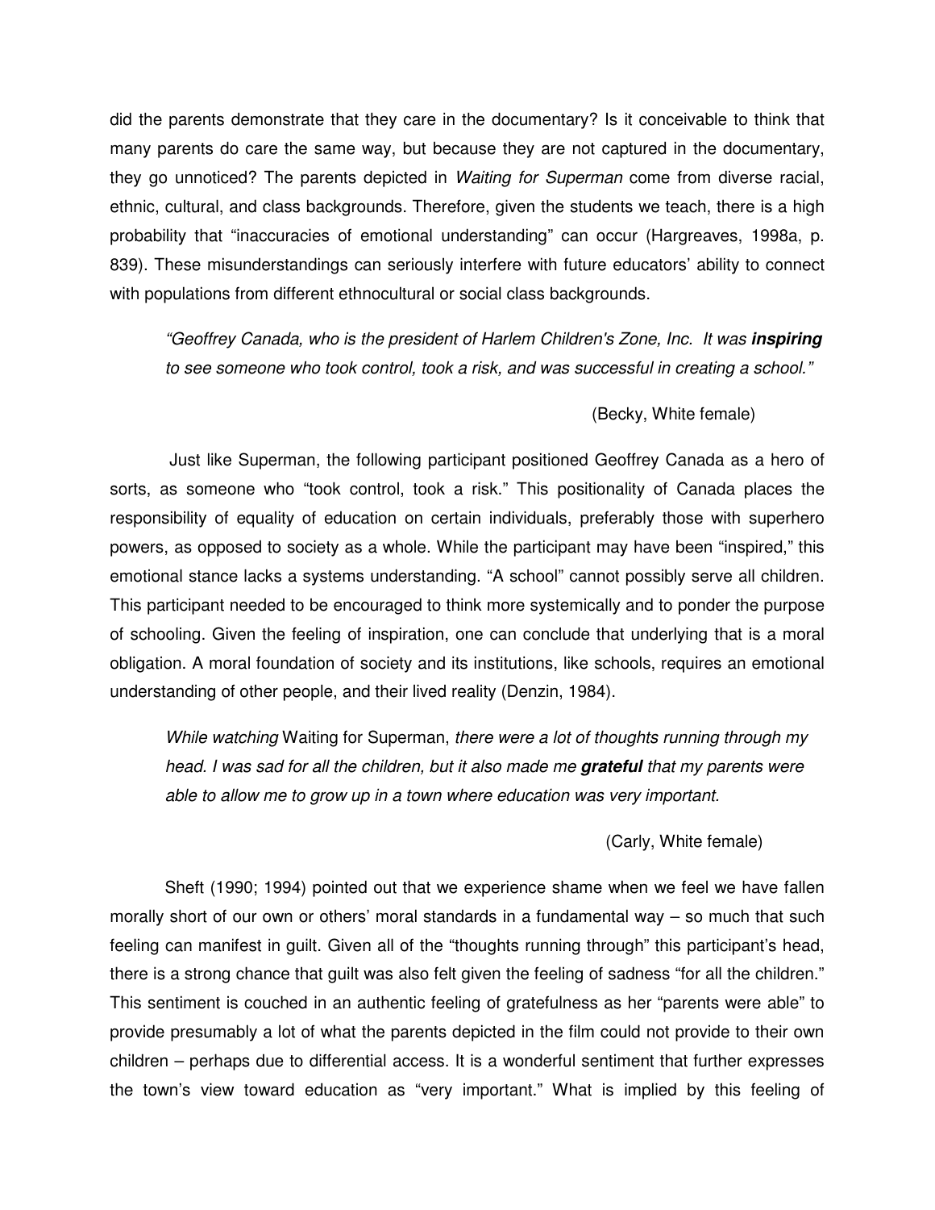did the parents demonstrate that they care in the documentary? Is it conceivable to think that many parents do care the same way, but because they are not captured in the documentary, they go unnoticed? The parents depicted in *Waiting for Superman* come from diverse racial, ethnic, cultural, and class backgrounds. Therefore, given the students we teach, there is a high probability that "inaccuracies of emotional understanding" can occur (Hargreaves, 1998a, p. 839). These misunderstandings can seriously interfere with future educators' ability to connect with populations from different ethnocultural or social class backgrounds.

> *"Geoffrey Canada, who is the president of Harlem Children's Zone, Inc. It was* ***inspiring*** *to see someone who took control, took a risk, and was successful in creating a school."*
>
> (Becky, White female)

Just like Superman, the following participant positioned Geoffrey Canada as a hero of sorts, as someone who "took control, took a risk." This positionality of Canada places the responsibility of equality of education on certain individuals, preferably those with superhero powers, as opposed to society as a whole. While the participant may have been "inspired," this emotional stance lacks a systems understanding. "A school" cannot possibly serve all children. This participant needed to be encouraged to think more systemically and to ponder the purpose of schooling. Given the feeling of inspiration, one can conclude that underlying that is a moral obligation. A moral foundation of society and its institutions, like schools, requires an emotional understanding of other people, and their lived reality (Denzin, 1984).

> *While watching* Waiting for Superman, *there were a lot of thoughts running through my head. I was sad for all the children, but it also made me* ***grateful*** *that my parents were able to allow me to grow up in a town where education was very important.*
>
> (Carly, White female)

Sheft (1990; 1994) pointed out that we experience shame when we feel we have fallen morally short of our own or others' moral standards in a fundamental way – so much that such feeling can manifest in guilt. Given all of the "thoughts running through" this participant's head, there is a strong chance that guilt was also felt given the feeling of sadness "for all the children." This sentiment is couched in an authentic feeling of gratefulness as her "parents were able" to provide presumably a lot of what the parents depicted in the film could not provide to their own children – perhaps due to differential access. It is a wonderful sentiment that further expresses the town's view toward education as "very important." What is implied by this feeling of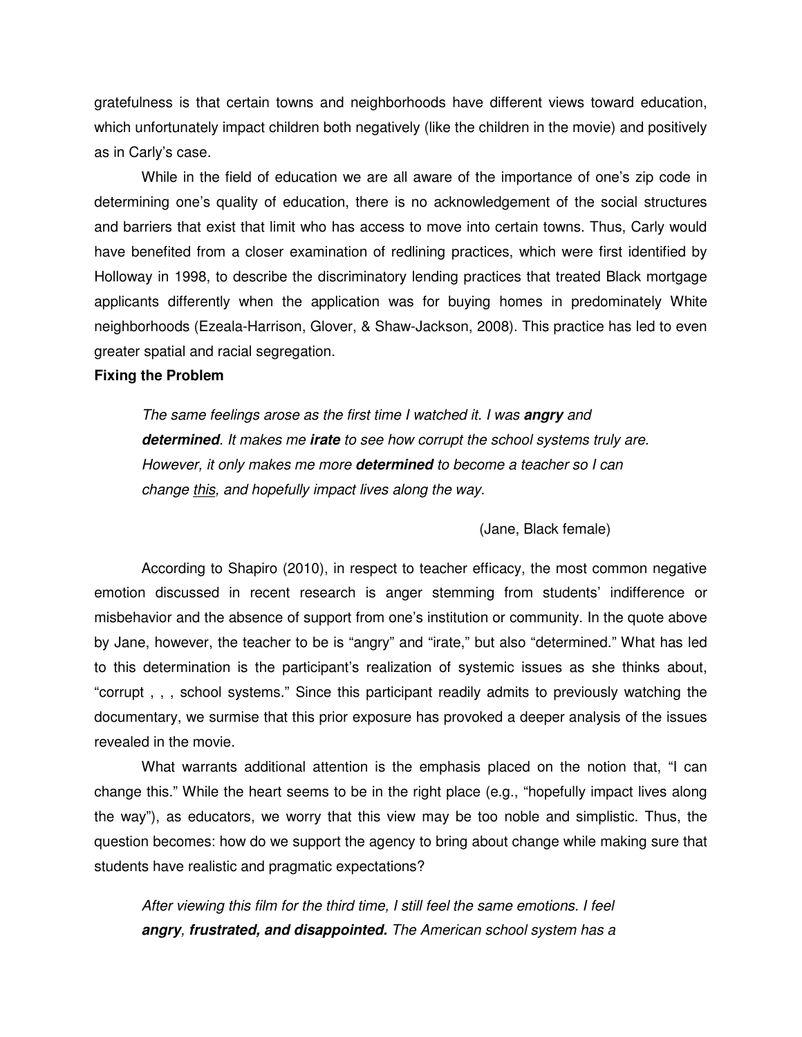gratefulness is that certain towns and neighborhoods have different views toward education, which unfortunately impact children both negatively (like the children in the movie) and positively as in Carly's case.

While in the field of education we are all aware of the importance of one's zip code in determining one's quality of education, there is no acknowledgement of the social structures and barriers that exist that limit who has access to move into certain towns. Thus, Carly would have benefited from a closer examination of redlining practices, which were first identified by Holloway in 1998, to describe the discriminatory lending practices that treated Black mortgage applicants differently when the application was for buying homes in predominately White neighborhoods (Ezeala-Harrison, Glover, & Shaw-Jackson, 2008). This practice has led to even greater spatial and racial segregation.

**Fixing the Problem**

> *The same feelings arose as the first time I watched it. I was* ***angry*** *and* ***determined****. It makes me* ***irate*** *to see how corrupt the school systems truly are. However, it only makes me more* ***determined*** *to become a teacher so I can change* <u>*this*</u>*, and hopefully impact lives along the way.*
>
> (Jane, Black female)

According to Shapiro (2010), in respect to teacher efficacy, the most common negative emotion discussed in recent research is anger stemming from students' indifference or misbehavior and the absence of support from one's institution or community. In the quote above by Jane, however, the teacher to be is "angry" and "irate," but also "determined." What has led to this determination is the participant's realization of systemic issues as she thinks about, "corrupt , , , school systems." Since this participant readily admits to previously watching the documentary, we surmise that this prior exposure has provoked a deeper analysis of the issues revealed in the movie.

What warrants additional attention is the emphasis placed on the notion that, "I can change this." While the heart seems to be in the right place (e.g., "hopefully impact lives along the way"), as educators, we worry that this view may be too noble and simplistic. Thus, the question becomes: how do we support the agency to bring about change while making sure that students have realistic and pragmatic expectations?

> *After viewing this film for the third time, I still feel the same emotions. I feel* ***angry****,* ***frustrated, and disappointed.*** *The American school system has a*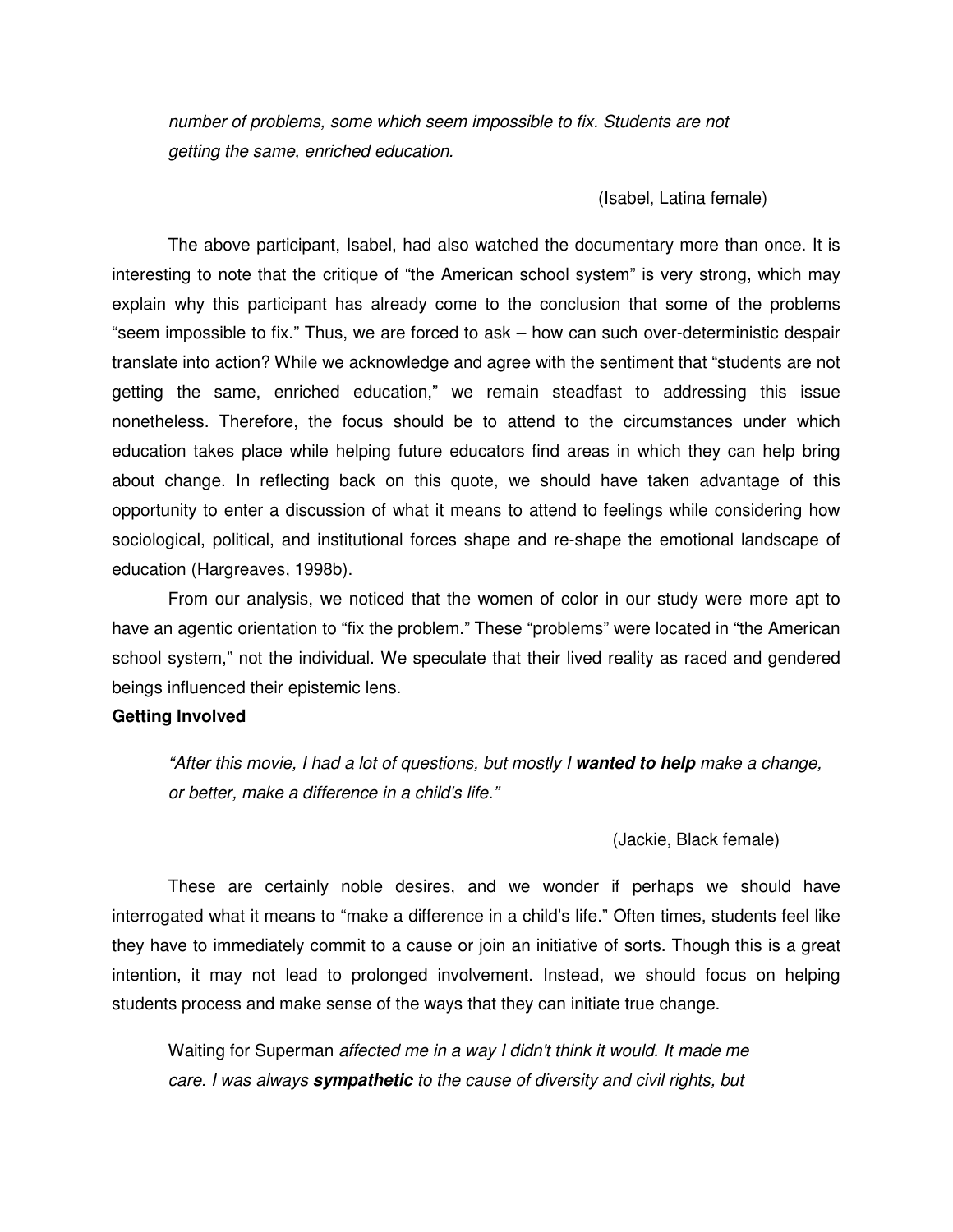*number of problems, some which seem impossible to fix. Students are not getting the same, enriched education.*

(Isabel, Latina female)

The above participant, Isabel, had also watched the documentary more than once. It is interesting to note that the critique of "the American school system" is very strong, which may explain why this participant has already come to the conclusion that some of the problems "seem impossible to fix." Thus, we are forced to ask – how can such over-deterministic despair translate into action? While we acknowledge and agree with the sentiment that "students are not getting the same, enriched education," we remain steadfast to addressing this issue nonetheless. Therefore, the focus should be to attend to the circumstances under which education takes place while helping future educators find areas in which they can help bring about change. In reflecting back on this quote, we should have taken advantage of this opportunity to enter a discussion of what it means to attend to feelings while considering how sociological, political, and institutional forces shape and re-shape the emotional landscape of education (Hargreaves, 1998b).

From our analysis, we noticed that the women of color in our study were more apt to have an agentic orientation to "fix the problem." These "problems" were located in "the American school system," not the individual. We speculate that their lived reality as raced and gendered beings influenced their epistemic lens.

**Getting Involved**

*"After this movie, I had a lot of questions, but mostly I **wanted to help** make a change, or better, make a difference in a child's life."*

(Jackie, Black female)

These are certainly noble desires, and we wonder if perhaps we should have interrogated what it means to "make a difference in a child's life." Often times, students feel like they have to immediately commit to a cause or join an initiative of sorts. Though this is a great intention, it may not lead to prolonged involvement. Instead, we should focus on helping students process and make sense of the ways that they can initiate true change.

Waiting for Superman *affected me in a way I didn't think it would. It made me care. I was always **sympathetic** to the cause of diversity and civil rights, but*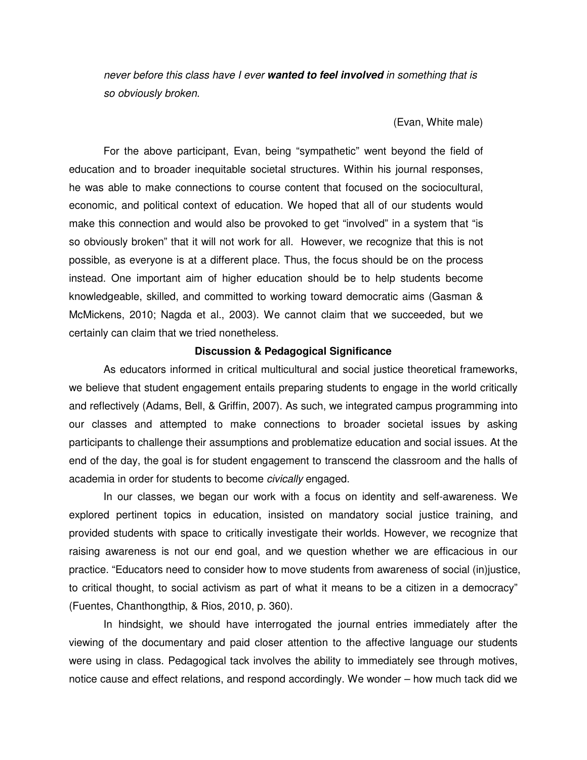*never before this class have I ever **wanted to feel involved** in something that is so obviously broken.*

(Evan, White male)

For the above participant, Evan, being "sympathetic" went beyond the field of education and to broader inequitable societal structures. Within his journal responses, he was able to make connections to course content that focused on the sociocultural, economic, and political context of education. We hoped that all of our students would make this connection and would also be provoked to get "involved" in a system that "is so obviously broken" that it will not work for all. However, we recognize that this is not possible, as everyone is at a different place. Thus, the focus should be on the process instead. One important aim of higher education should be to help students become knowledgeable, skilled, and committed to working toward democratic aims (Gasman & McMickens, 2010; Nagda et al., 2003). We cannot claim that we succeeded, but we certainly can claim that we tried nonetheless.

## Discussion & Pedagogical Significance

As educators informed in critical multicultural and social justice theoretical frameworks, we believe that student engagement entails preparing students to engage in the world critically and reflectively (Adams, Bell, & Griffin, 2007). As such, we integrated campus programming into our classes and attempted to make connections to broader societal issues by asking participants to challenge their assumptions and problematize education and social issues. At the end of the day, the goal is for student engagement to transcend the classroom and the halls of academia in order for students to become *civically* engaged.

In our classes, we began our work with a focus on identity and self-awareness. We explored pertinent topics in education, insisted on mandatory social justice training, and provided students with space to critically investigate their worlds. However, we recognize that raising awareness is not our end goal, and we question whether we are efficacious in our practice. "Educators need to consider how to move students from awareness of social (in)justice, to critical thought, to social activism as part of what it means to be a citizen in a democracy" (Fuentes, Chanthongthip, & Rios, 2010, p. 360).

In hindsight, we should have interrogated the journal entries immediately after the viewing of the documentary and paid closer attention to the affective language our students were using in class. Pedagogical tack involves the ability to immediately see through motives, notice cause and effect relations, and respond accordingly. We wonder – how much tack did we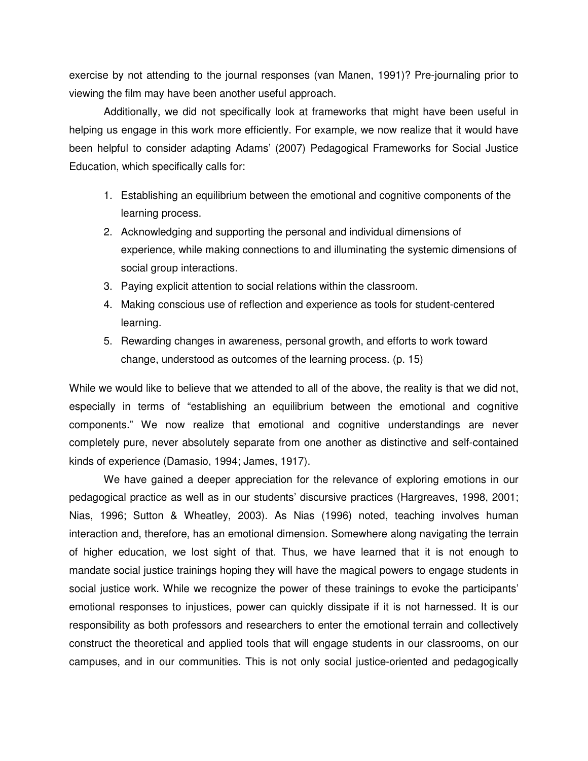exercise by not attending to the journal responses (van Manen, 1991)? Pre-journaling prior to viewing the film may have been another useful approach.

Additionally, we did not specifically look at frameworks that might have been useful in helping us engage in this work more efficiently. For example, we now realize that it would have been helpful to consider adapting Adams' (2007) Pedagogical Frameworks for Social Justice Education, which specifically calls for:

1. Establishing an equilibrium between the emotional and cognitive components of the learning process.
2. Acknowledging and supporting the personal and individual dimensions of experience, while making connections to and illuminating the systemic dimensions of social group interactions.
3. Paying explicit attention to social relations within the classroom.
4. Making conscious use of reflection and experience as tools for student-centered learning.
5. Rewarding changes in awareness, personal growth, and efforts to work toward change, understood as outcomes of the learning process. (p. 15)

While we would like to believe that we attended to all of the above, the reality is that we did not, especially in terms of "establishing an equilibrium between the emotional and cognitive components." We now realize that emotional and cognitive understandings are never completely pure, never absolutely separate from one another as distinctive and self-contained kinds of experience (Damasio, 1994; James, 1917).

We have gained a deeper appreciation for the relevance of exploring emotions in our pedagogical practice as well as in our students' discursive practices (Hargreaves, 1998, 2001; Nias, 1996; Sutton & Wheatley, 2003). As Nias (1996) noted, teaching involves human interaction and, therefore, has an emotional dimension. Somewhere along navigating the terrain of higher education, we lost sight of that. Thus, we have learned that it is not enough to mandate social justice trainings hoping they will have the magical powers to engage students in social justice work. While we recognize the power of these trainings to evoke the participants' emotional responses to injustices, power can quickly dissipate if it is not harnessed. It is our responsibility as both professors and researchers to enter the emotional terrain and collectively construct the theoretical and applied tools that will engage students in our classrooms, on our campuses, and in our communities. This is not only social justice-oriented and pedagogically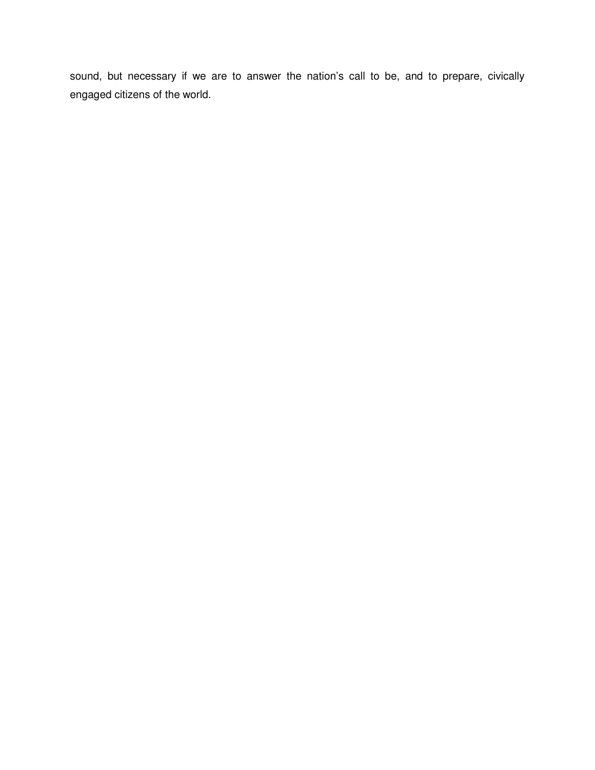sound, but necessary if we are to answer the nation’s call to be, and to prepare, civically engaged citizens of the world.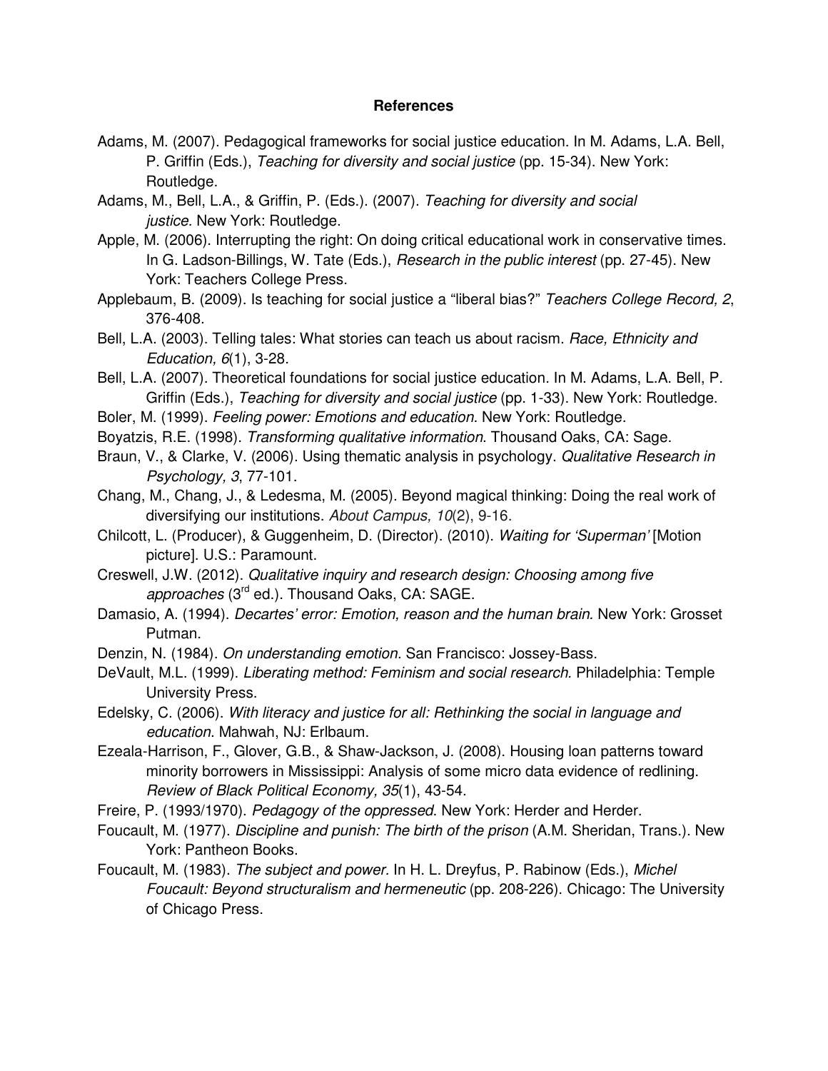# References

Adams, M. (2007). Pedagogical frameworks for social justice education. In M. Adams, L.A. Bell, P. Griffin (Eds.), *Teaching for diversity and social justice* (pp. 15-34). New York: Routledge.

Adams, M., Bell, L.A., & Griffin, P. (Eds.). (2007). *Teaching for diversity and social justice.* New York: Routledge.

Apple, M. (2006). Interrupting the right: On doing critical educational work in conservative times. In G. Ladson-Billings, W. Tate (Eds.), *Research in the public interest* (pp. 27-45). New York: Teachers College Press.

Applebaum, B. (2009). Is teaching for social justice a "liberal bias?" *Teachers College Record, 2*, 376-408.

Bell, L.A. (2003). Telling tales: What stories can teach us about racism. *Race, Ethnicity and Education, 6*(1), 3-28.

Bell, L.A. (2007). Theoretical foundations for social justice education. In M. Adams, L.A. Bell, P. Griffin (Eds.), *Teaching for diversity and social justice* (pp. 1-33). New York: Routledge.

Boler, M. (1999). *Feeling power: Emotions and education.* New York: Routledge.

Boyatzis, R.E. (1998). *Transforming qualitative information*. Thousand Oaks, CA: Sage.

Braun, V., & Clarke, V. (2006). Using thematic analysis in psychology. *Qualitative Research in Psychology, 3*, 77-101.

Chang, M., Chang, J., & Ledesma, M. (2005). Beyond magical thinking: Doing the real work of diversifying our institutions. *About Campus, 10*(2), 9-16.

Chilcott, L. (Producer), & Guggenheim, D. (Director). (2010). *Waiting for 'Superman'* [Motion picture]. U.S.: Paramount.

Creswell, J.W. (2012). *Qualitative inquiry and research design: Choosing among five approaches* (3rd ed.). Thousand Oaks, CA: SAGE.

Damasio, A. (1994). *Decartes' error: Emotion, reason and the human brain.* New York: Grosset Putman.

Denzin, N. (1984). *On understanding emotion.* San Francisco: Jossey-Bass.

DeVault, M.L. (1999). *Liberating method: Feminism and social research.* Philadelphia: Temple University Press.

Edelsky, C. (2006). *With literacy and justice for all: Rethinking the social in language and education*. Mahwah, NJ: Erlbaum.

Ezeala-Harrison, F., Glover, G.B., & Shaw-Jackson, J. (2008). Housing loan patterns toward minority borrowers in Mississippi: Analysis of some micro data evidence of redlining. *Review of Black Political Economy, 35*(1), 43-54.

Freire, P. (1993/1970). *Pedagogy of the oppressed*. New York: Herder and Herder.

Foucault, M. (1977). *Discipline and punish: The birth of the prison* (A.M. Sheridan, Trans.). New York: Pantheon Books.

Foucault, M. (1983). *The subject and power.* In H. L. Dreyfus, P. Rabinow (Eds.), *Michel Foucault: Beyond structuralism and hermeneutic* (pp. 208-226). Chicago: The University of Chicago Press.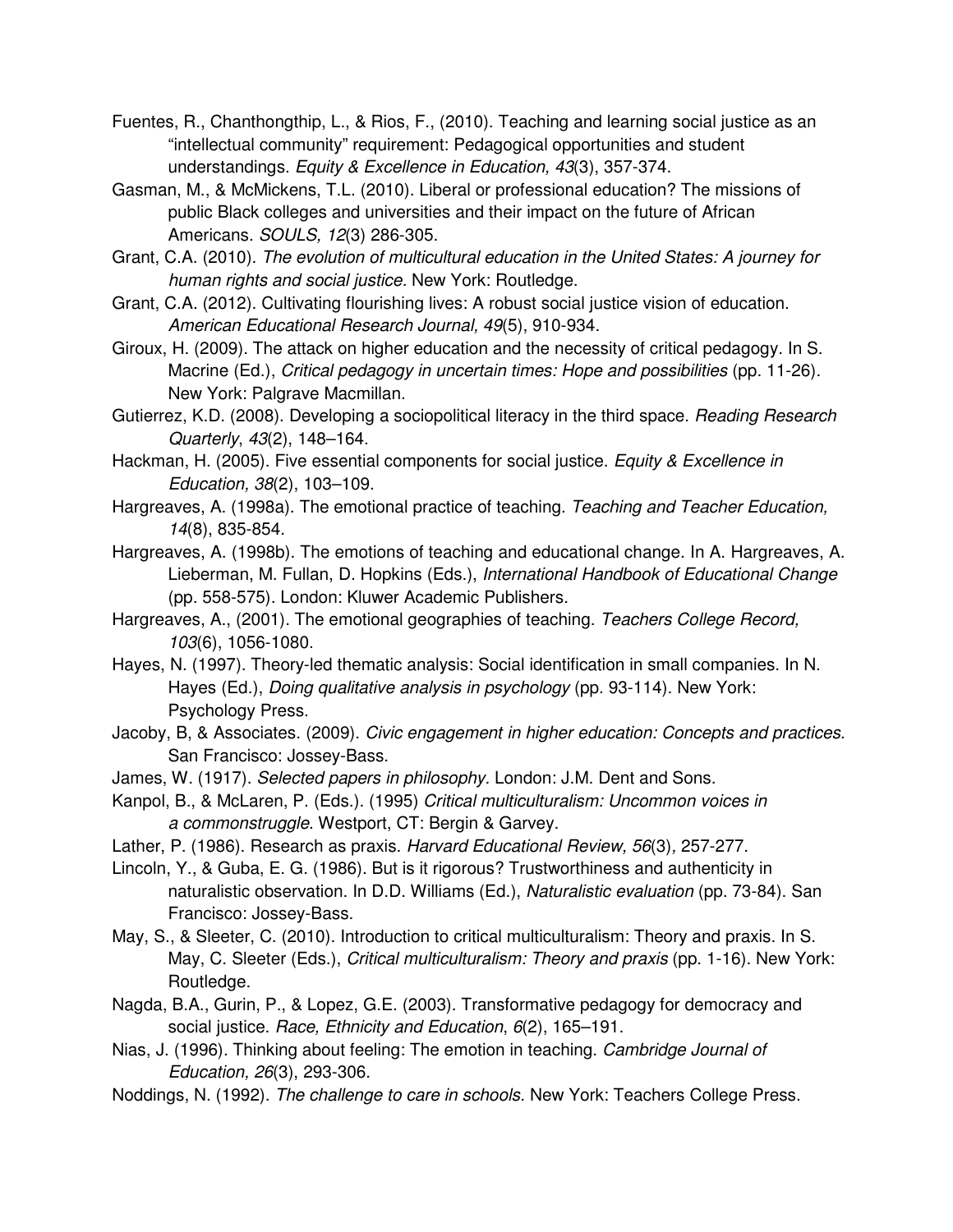Fuentes, R., Chanthongthip, L., & Rios, F., (2010). Teaching and learning social justice as an "intellectual community" requirement: Pedagogical opportunities and student understandings. *Equity & Excellence in Education, 43*(3), 357-374.

Gasman, M., & McMickens, T.L. (2010). Liberal or professional education? The missions of public Black colleges and universities and their impact on the future of African Americans. *SOULS, 12*(3) 286-305.

Grant, C.A. (2010). *The evolution of multicultural education in the United States: A journey for human rights and social justice.* New York: Routledge.

Grant, C.A. (2012). Cultivating flourishing lives: A robust social justice vision of education. *American Educational Research Journal, 49*(5), 910-934.

Giroux, H. (2009). The attack on higher education and the necessity of critical pedagogy. In S. Macrine (Ed.), *Critical pedagogy in uncertain times: Hope and possibilities* (pp. 11-26). New York: Palgrave Macmillan.

Gutierrez, K.D. (2008). Developing a sociopolitical literacy in the third space. *Reading Research Quarterly*, *43*(2), 148–164.

Hackman, H. (2005). Five essential components for social justice. *Equity & Excellence in Education, 38*(2), 103–109.

Hargreaves, A. (1998a). The emotional practice of teaching. *Teaching and Teacher Education, 14*(8), 835-854.

Hargreaves, A. (1998b). The emotions of teaching and educational change. In A. Hargreaves, A. Lieberman, M. Fullan, D. Hopkins (Eds.), *International Handbook of Educational Change* (pp. 558-575). London: Kluwer Academic Publishers.

Hargreaves, A., (2001). The emotional geographies of teaching. *Teachers College Record, 103*(6), 1056-1080.

Hayes, N. (1997). Theory-led thematic analysis: Social identification in small companies. In N. Hayes (Ed.), *Doing qualitative analysis in psychology* (pp. 93-114). New York: Psychology Press.

Jacoby, B, & Associates. (2009). *Civic engagement in higher education: Concepts and practices.* San Francisco: Jossey-Bass.

James, W. (1917). *Selected papers in philosophy.* London: J.M. Dent and Sons.

Kanpol, B., & McLaren, P. (Eds.). (1995) *Critical multiculturalism: Uncommon voices in a commonstruggle.* Westport, CT: Bergin & Garvey.

Lather, P. (1986). Research as praxis. *Harvard Educational Review, 56*(3), 257-277.

Lincoln, Y., & Guba, E. G. (1986). But is it rigorous? Trustworthiness and authenticity in naturalistic observation. In D.D. Williams (Ed.), *Naturalistic evaluation* (pp. 73-84). San Francisco: Jossey-Bass.

May, S., & Sleeter, C. (2010). Introduction to critical multiculturalism: Theory and praxis. In S. May, C. Sleeter (Eds.), *Critical multiculturalism: Theory and praxis* (pp. 1-16). New York: Routledge.

Nagda, B.A., Gurin, P., & Lopez, G.E. (2003). Transformative pedagogy for democracy and social justice. *Race, Ethnicity and Education*, *6*(2), 165–191.

Nias, J. (1996). Thinking about feeling: The emotion in teaching. *Cambridge Journal of Education, 26*(3), 293-306.

Noddings, N. (1992). *The challenge to care in schools.* New York: Teachers College Press.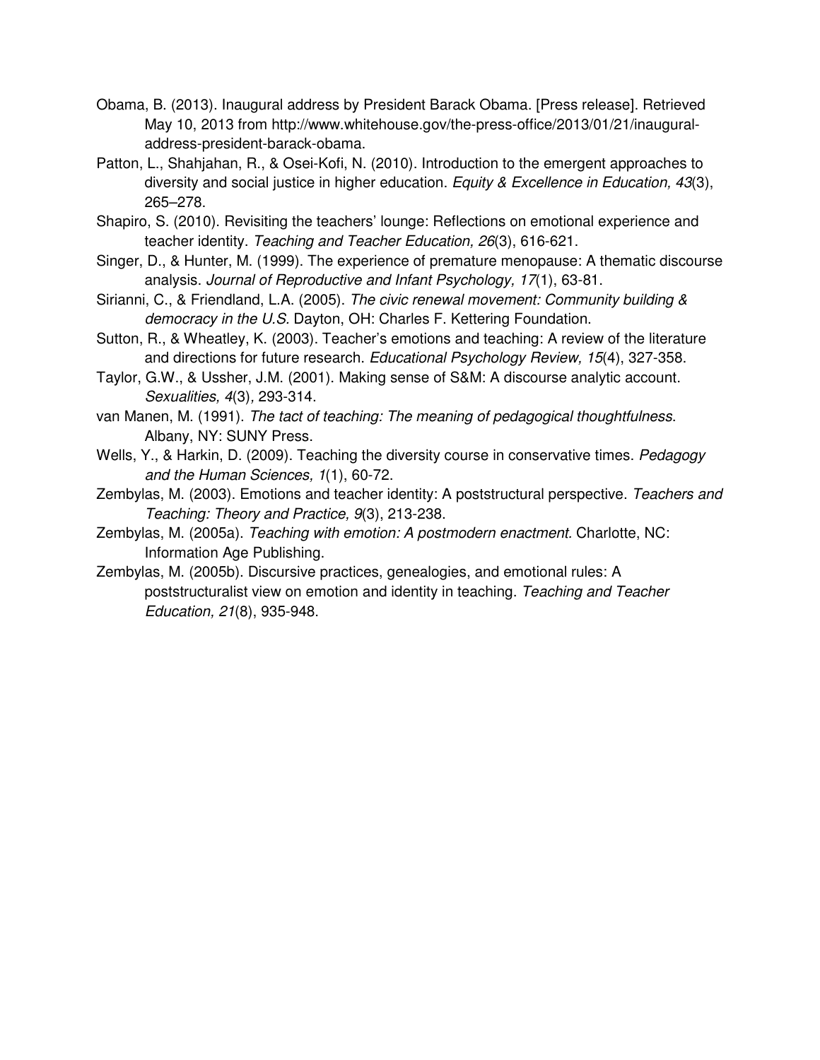Obama, B. (2013). Inaugural address by President Barack Obama. [Press release]. Retrieved May 10, 2013 from http://www.whitehouse.gov/the-press-office/2013/01/21/inaugural-address-president-barack-obama.

Patton, L., Shahjahan, R., & Osei-Kofi, N. (2010). Introduction to the emergent approaches to diversity and social justice in higher education. *Equity & Excellence in Education, 43*(3), 265–278.

Shapiro, S. (2010). Revisiting the teachers' lounge: Reflections on emotional experience and teacher identity. *Teaching and Teacher Education, 26*(3), 616-621.

Singer, D., & Hunter, M. (1999). The experience of premature menopause: A thematic discourse analysis. *Journal of Reproductive and Infant Psychology, 17*(1), 63-81.

Sirianni, C., & Friendland, L.A. (2005). *The civic renewal movement: Community building & democracy in the U.S.* Dayton, OH: Charles F. Kettering Foundation.

Sutton, R., & Wheatley, K. (2003). Teacher's emotions and teaching: A review of the literature and directions for future research. *Educational Psychology Review, 15*(4), 327-358.

Taylor, G.W., & Ussher, J.M. (2001). Making sense of S&M: A discourse analytic account. *Sexualities, 4*(3), 293-314.

van Manen, M. (1991). *The tact of teaching: The meaning of pedagogical thoughtfulness*. Albany, NY: SUNY Press.

Wells, Y., & Harkin, D. (2009). Teaching the diversity course in conservative times. *Pedagogy and the Human Sciences, 1*(1), 60-72.

Zembylas, M. (2003). Emotions and teacher identity: A poststructural perspective. *Teachers and Teaching: Theory and Practice, 9*(3), 213-238.

Zembylas, M. (2005a). *Teaching with emotion: A postmodern enactment.* Charlotte, NC: Information Age Publishing.

Zembylas, M. (2005b). Discursive practices, genealogies, and emotional rules: A poststructuralist view on emotion and identity in teaching. *Teaching and Teacher Education, 21*(8), 935-948.